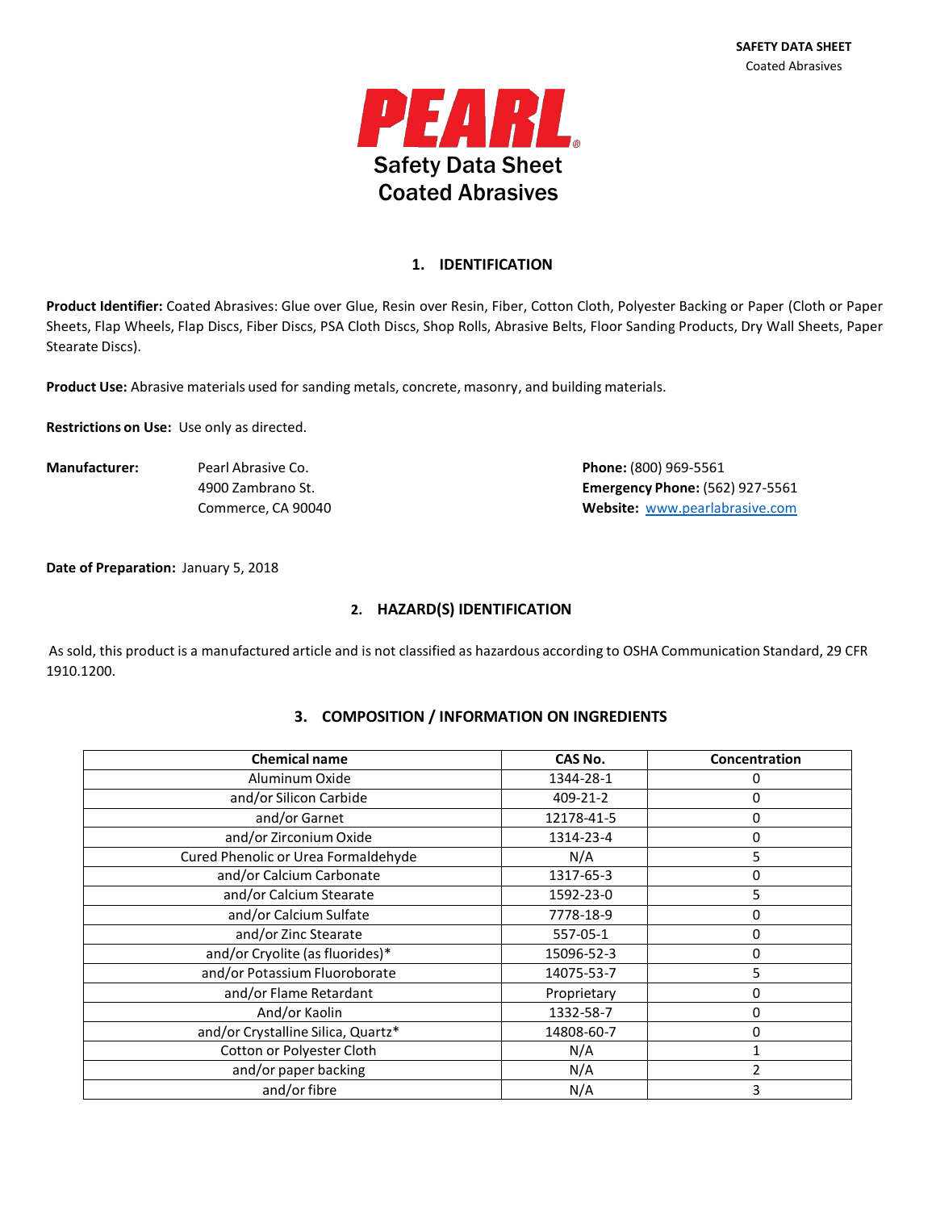# PEARL

## Safety Data Sheet
## Coated Abrasives

## 1. IDENTIFICATION

**Product Identifier:** Coated Abrasives: Glue over Glue, Resin over Resin, Fiber, Cotton Cloth, Polyester Backing or Paper (Cloth or Paper Sheets, Flap Wheels, Flap Discs, Fiber Discs, PSA Cloth Discs, Shop Rolls, Abrasive Belts, Floor Sanding Products, Dry Wall Sheets, Paper Stearate Discs).

**Product Use:** Abrasive materials used for sanding metals, concrete, masonry, and building materials.

**Restrictions on Use:** Use only as directed.

**Manufacturer:** Pearl Abrasive Co.
4900 Zambrano St.
Commerce, CA 90040

**Phone:** (800) 969-5561
**Emergency Phone:** (562) 927-5561
**Website:** www.pearlabrasive.com

**Date of Preparation:** January 5, 2018

## 2. HAZARD(S) IDENTIFICATION

As sold, this product is a manufactured article and is not classified as hazardous according to OSHA Communication Standard, 29 CFR 1910.1200.

## 3. COMPOSITION / INFORMATION ON INGREDIENTS

| Chemical name | CAS No. | Concentration |
|---|---|---|
| Aluminum Oxide | 1344-28-1 | 0 |
| and/or Silicon Carbide | 409-21-2 | 0 |
| and/or Garnet | 12178-41-5 | 0 |
| and/or Zirconium Oxide | 1314-23-4 | 0 |
| Cured Phenolic or Urea Formaldehyde | N/A | 5 |
| and/or Calcium Carbonate | 1317-65-3 | 0 |
| and/or Calcium Stearate | 1592-23-0 | 5 |
| and/or Calcium Sulfate | 7778-18-9 | 0 |
| and/or Zinc Stearate | 557-05-1 | 0 |
| and/or Cryolite (as fluorides)* | 15096-52-3 | 0 |
| and/or Potassium Fluoroborate | 14075-53-7 | 5 |
| and/or Flame Retardant | Proprietary | 0 |
| And/or Kaolin | 1332-58-7 | 0 |
| and/or Crystalline Silica, Quartz* | 14808-60-7 | 0 |
| Cotton or Polyester Cloth | N/A | 1 |
| and/or paper backing | N/A | 2 |
| and/or fibre | N/A | 3 |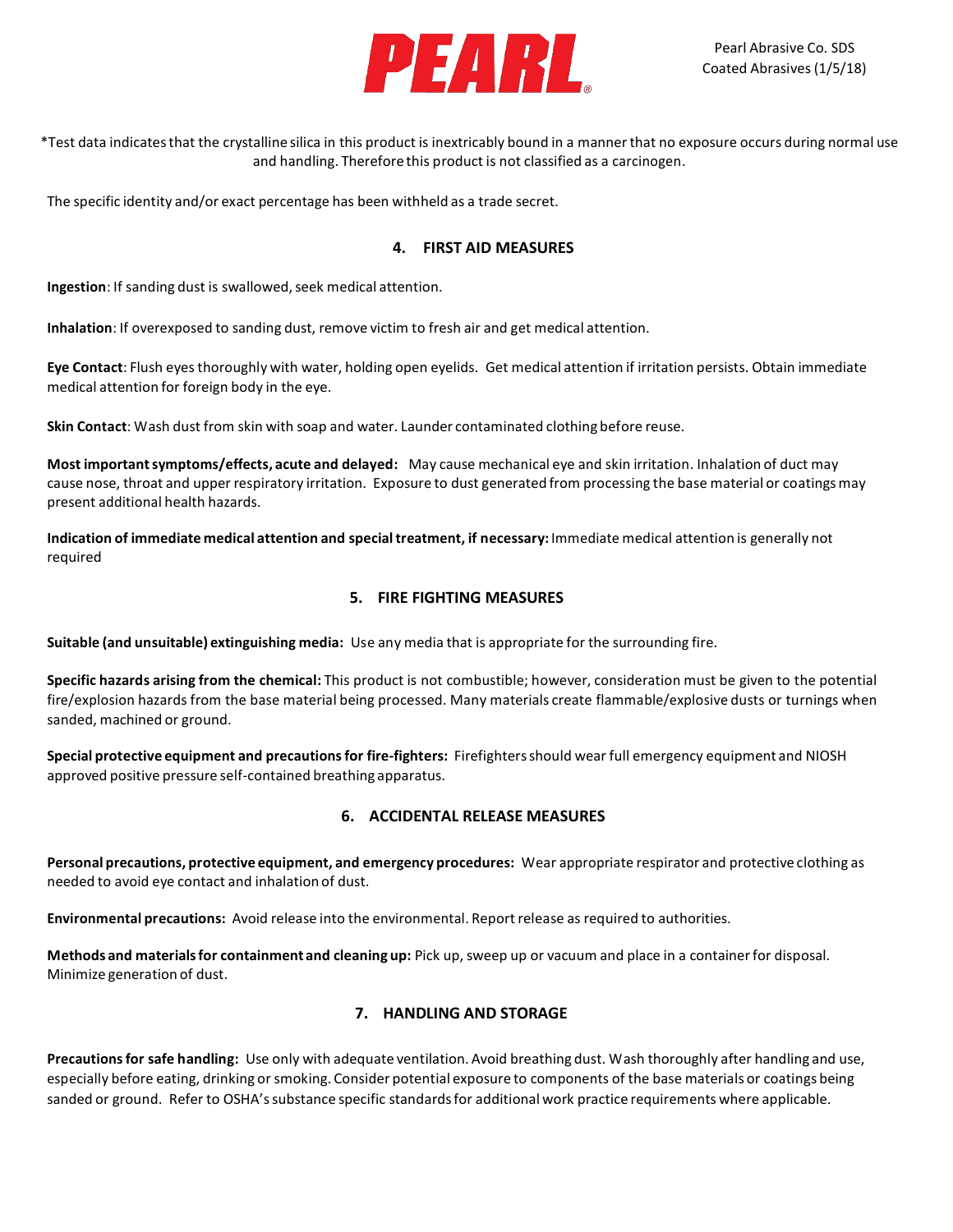*Test data indicates that the crystalline silica in this product is inextricably bound in a manner that no exposure occurs during normal use and handling. Therefore this product is not classified as a carcinogen.

The specific identity and/or exact percentage has been withheld as a trade secret.

## 4. FIRST AID MEASURES

**Ingestion**: If sanding dust is swallowed, seek medical attention.

**Inhalation**: If overexposed to sanding dust, remove victim to fresh air and get medical attention.

**Eye Contact**: Flush eyes thoroughly with water, holding open eyelids. Get medical attention if irritation persists. Obtain immediate medical attention for foreign body in the eye.

**Skin Contact**: Wash dust from skin with soap and water. Launder contaminated clothing before reuse.

**Most important symptoms/effects, acute and delayed:** May cause mechanical eye and skin irritation. Inhalation of duct may cause nose, throat and upper respiratory irritation. Exposure to dust generated from processing the base material or coatings may present additional health hazards.

**Indication of immediate medical attention and special treatment, if necessary:** Immediate medical attention is generally not required

## 5. FIRE FIGHTING MEASURES

**Suitable (and unsuitable) extinguishing media:** Use any media that is appropriate for the surrounding fire.

**Specific hazards arising from the chemical:** This product is not combustible; however, consideration must be given to the potential fire/explosion hazards from the base material being processed. Many materials create flammable/explosive dusts or turnings when sanded, machined or ground.

**Special protective equipment and precautions for fire-fighters:** Firefighters should wear full emergency equipment and NIOSH approved positive pressure self-contained breathing apparatus.

## 6. ACCIDENTAL RELEASE MEASURES

**Personal precautions, protective equipment, and emergency procedures:** Wear appropriate respirator and protective clothing as needed to avoid eye contact and inhalation of dust.

**Environmental precautions:** Avoid release into the environmental. Report release as required to authorities.

**Methods and materials for containment and cleaning up:** Pick up, sweep up or vacuum and place in a container for disposal. Minimize generation of dust.

## 7. HANDLING AND STORAGE

**Precautions for safe handling:** Use only with adequate ventilation. Avoid breathing dust. Wash thoroughly after handling and use, especially before eating, drinking or smoking. Consider potential exposure to components of the base materials or coatings being sanded or ground. Refer to OSHA's substance specific standards for additional work practice requirements where applicable.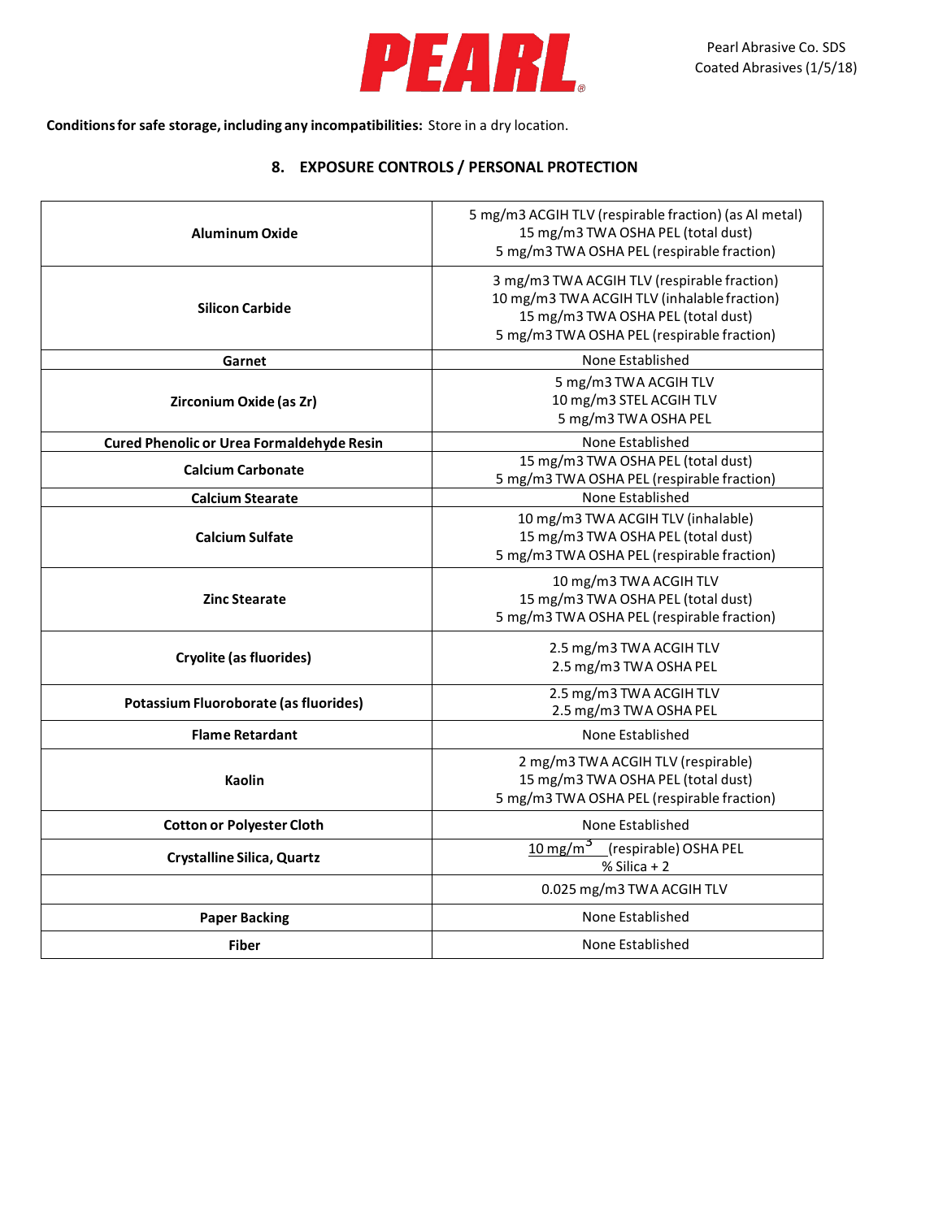**Conditions for safe storage, including any incompatibilities:** Store in a dry location.

## 8. EXPOSURE CONTROLS / PERSONAL PROTECTION

| Component | Exposure Limits |
|---|---|
| **Aluminum Oxide** | 5 mg/m3 ACGIH TLV (respirable fraction) (as Al metal)<br>15 mg/m3 TWA OSHA PEL (total dust)<br>5 mg/m3 TWA OSHA PEL (respirable fraction) |
| **Silicon Carbide** | 3 mg/m3 TWA ACGIH TLV (respirable fraction)<br>10 mg/m3 TWA ACGIH TLV (inhalable fraction)<br>15 mg/m3 TWA OSHA PEL (total dust)<br>5 mg/m3 TWA OSHA PEL (respirable fraction) |
| **Garnet** | None Established |
| **Zirconium Oxide (as Zr)** | 5 mg/m3 TWA ACGIH TLV<br>10 mg/m3 STEL ACGIH TLV<br>5 mg/m3 TWA OSHA PEL |
| **Cured Phenolic or Urea Formaldehyde Resin** | None Established |
| **Calcium Carbonate** | 15 mg/m3 TWA OSHA PEL (total dust)<br>5 mg/m3 TWA OSHA PEL (respirable fraction) |
| **Calcium Stearate** | None Established |
| **Calcium Sulfate** | 10 mg/m3 TWA ACGIH TLV (inhalable)<br>15 mg/m3 TWA OSHA PEL (total dust)<br>5 mg/m3 TWA OSHA PEL (respirable fraction) |
| **Zinc Stearate** | 10 mg/m3 TWA ACGIH TLV<br>15 mg/m3 TWA OSHA PEL (total dust)<br>5 mg/m3 TWA OSHA PEL (respirable fraction) |
| **Cryolite (as fluorides)** | 2.5 mg/m3 TWA ACGIH TLV<br>2.5 mg/m3 TWA OSHA PEL |
| **Potassium Fluoroborate (as fluorides)** | 2.5 mg/m3 TWA ACGIH TLV<br>2.5 mg/m3 TWA OSHA PEL |
| **Flame Retardant** | None Established |
| **Kaolin** | 2 mg/m3 TWA ACGIH TLV (respirable)<br>15 mg/m3 TWA OSHA PEL (total dust)<br>5 mg/m3 TWA OSHA PEL (respirable fraction) |
| **Cotton or Polyester Cloth** | None Established |
| **Crystalline Silica, Quartz** | $\frac{10\ mg/m^3}{\%\ Silica + 2}$ (respirable) OSHA PEL |
| | 0.025 mg/m3 TWA ACGIH TLV |
| **Paper Backing** | None Established |
| **Fiber** | None Established |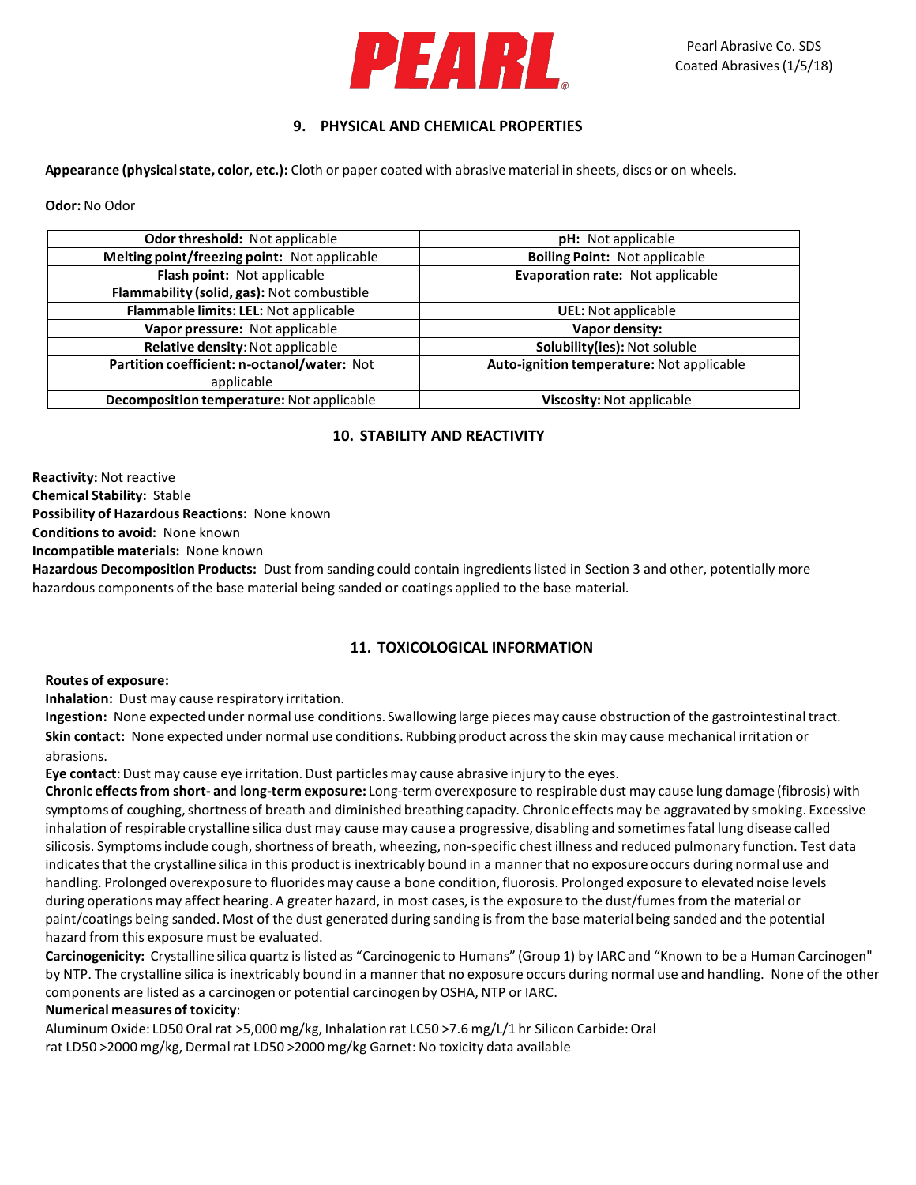## 9. PHYSICAL AND CHEMICAL PROPERTIES

**Appearance (physical state, color, etc.):** Cloth or paper coated with abrasive material in sheets, discs or on wheels.

**Odor:** No Odor

| | |
|---|---|
| **Odor threshold:** Not applicable | **pH:** Not applicable |
| **Melting point/freezing point:** Not applicable | **Boiling Point:** Not applicable |
| **Flash point:** Not applicable | **Evaporation rate:** Not applicable |
| **Flammability (solid, gas):** Not combustible | |
| **Flammable limits: LEL:** Not applicable | **UEL:** Not applicable |
| **Vapor pressure:** Not applicable | **Vapor density:** |
| **Relative density:** Not applicable | **Solubility(ies):** Not soluble |
| **Partition coefficient: n-octanol/water:** Not applicable | **Auto-ignition temperature:** Not applicable |
| **Decomposition temperature:** Not applicable | **Viscosity:** Not applicable |

## 10. STABILITY AND REACTIVITY

**Reactivity:** Not reactive
**Chemical Stability:** Stable
**Possibility of Hazardous Reactions:** None known
**Conditions to avoid:** None known
**Incompatible materials:** None known
**Hazardous Decomposition Products:** Dust from sanding could contain ingredients listed in Section 3 and other, potentially more hazardous components of the base material being sanded or coatings applied to the base material.

## 11. TOXICOLOGICAL INFORMATION

**Routes of exposure:**
**Inhalation:** Dust may cause respiratory irritation.
**Ingestion:** None expected under normal use conditions. Swallowing large pieces may cause obstruction of the gastrointestinal tract.
**Skin contact:** None expected under normal use conditions. Rubbing product across the skin may cause mechanical irritation or abrasions.
**Eye contact**: Dust may cause eye irritation. Dust particles may cause abrasive injury to the eyes.
**Chronic effects from short- and long-term exposure:** Long-term overexposure to respirable dust may cause lung damage (fibrosis) with symptoms of coughing, shortness of breath and diminished breathing capacity. Chronic effects may be aggravated by smoking. Excessive inhalation of respirable crystalline silica dust may cause may cause a progressive, disabling and sometimes fatal lung disease called silicosis. Symptoms include cough, shortness of breath, wheezing, non-specific chest illness and reduced pulmonary function. Test data indicates that the crystalline silica in this product is inextricably bound in a manner that no exposure occurs during normal use and handling. Prolonged overexposure to fluorides may cause a bone condition, fluorosis. Prolonged exposure to elevated noise levels during operations may affect hearing. A greater hazard, in most cases, is the exposure to the dust/fumes from the material or paint/coatings being sanded. Most of the dust generated during sanding is from the base material being sanded and the potential hazard from this exposure must be evaluated.
**Carcinogenicity:** Crystalline silica quartz is listed as "Carcinogenic to Humans" (Group 1) by IARC and "Known to be a Human Carcinogen" by NTP. The crystalline silica is inextricably bound in a manner that no exposure occurs during normal use and handling. None of the other components are listed as a carcinogen or potential carcinogen by OSHA, NTP or IARC.
**Numerical measures of toxicity**:
Aluminum Oxide: LD50 Oral rat >5,000 mg/kg, Inhalation rat LC50 >7.6 mg/L/1 hr Silicon Carbide: Oral rat LD50 >2000 mg/kg, Dermal rat LD50 >2000 mg/kg Garnet: No toxicity data available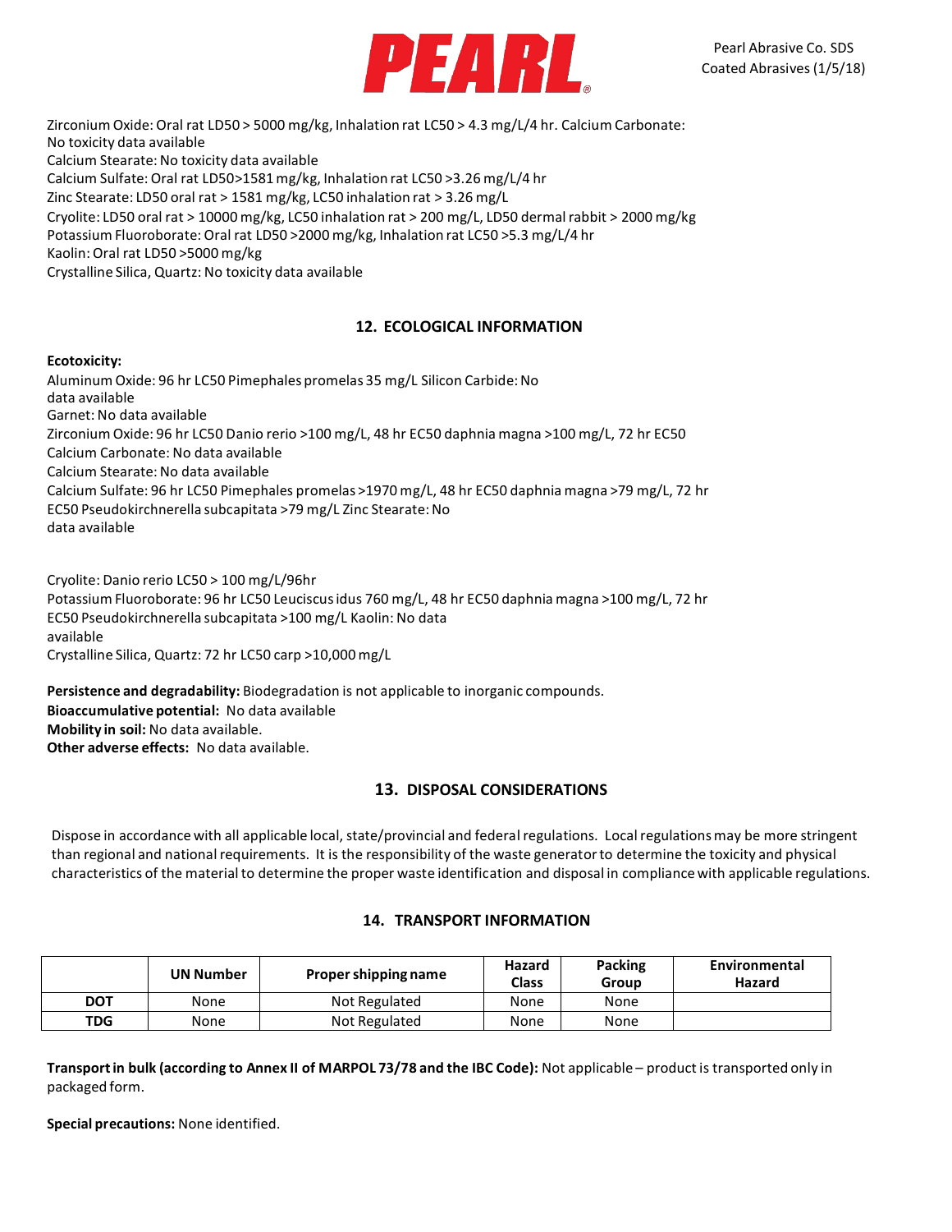Zirconium Oxide: Oral rat LD50 > 5000 mg/kg, Inhalation rat LC50 > 4.3 mg/L/4 hr. Calcium Carbonate: No toxicity data available

Calcium Stearate: No toxicity data available

Calcium Sulfate: Oral rat LD50>1581 mg/kg, Inhalation rat LC50 >3.26 mg/L/4 hr

Zinc Stearate: LD50 oral rat > 1581 mg/kg, LC50 inhalation rat > 3.26 mg/L

Cryolite: LD50 oral rat > 10000 mg/kg, LC50 inhalation rat > 200 mg/L, LD50 dermal rabbit > 2000 mg/kg

Potassium Fluoroborate: Oral rat LD50 >2000 mg/kg, Inhalation rat LC50 >5.3 mg/L/4 hr

Kaolin: Oral rat LD50 >5000 mg/kg

Crystalline Silica, Quartz: No toxicity data available

## 12. ECOLOGICAL INFORMATION

**Ecotoxicity:**

Aluminum Oxide: 96 hr LC50 Pimephales promelas 35 mg/L Silicon Carbide: No data available

Garnet: No data available

Zirconium Oxide: 96 hr LC50 Danio rerio >100 mg/L, 48 hr EC50 daphnia magna >100 mg/L, 72 hr EC50

Calcium Carbonate: No data available

Calcium Stearate: No data available

Calcium Sulfate: 96 hr LC50 Pimephales promelas >1970 mg/L, 48 hr EC50 daphnia magna >79 mg/L, 72 hr EC50 Pseudokirchnerella subcapitata >79 mg/L Zinc Stearate: No data available

Cryolite: Danio rerio LC50 > 100 mg/L/96hr

Potassium Fluoroborate: 96 hr LC50 Leuciscus idus 760 mg/L, 48 hr EC50 daphnia magna >100 mg/L, 72 hr EC50 Pseudokirchnerella subcapitata >100 mg/L Kaolin: No data available

Crystalline Silica, Quartz: 72 hr LC50 carp >10,000 mg/L

**Persistence and degradability:** Biodegradation is not applicable to inorganic compounds.

**Bioaccumulative potential:** No data available

**Mobility in soil:** No data available.

**Other adverse effects:** No data available.

## 13. DISPOSAL CONSIDERATIONS

Dispose in accordance with all applicable local, state/provincial and federal regulations. Local regulations may be more stringent than regional and national requirements. It is the responsibility of the waste generator to determine the toxicity and physical characteristics of the material to determine the proper waste identification and disposal in compliance with applicable regulations.

## 14. TRANSPORT INFORMATION

| | UN Number | Proper shipping name | Hazard Class | Packing Group | Environmental Hazard |
|---|---|---|---|---|---|
| **DOT** | None | Not Regulated | None | None | |
| **TDG** | None | Not Regulated | None | None | |

**Transport in bulk (according to Annex II of MARPOL 73/78 and the IBC Code):** Not applicable – product is transported only in packaged form.

**Special precautions:** None identified.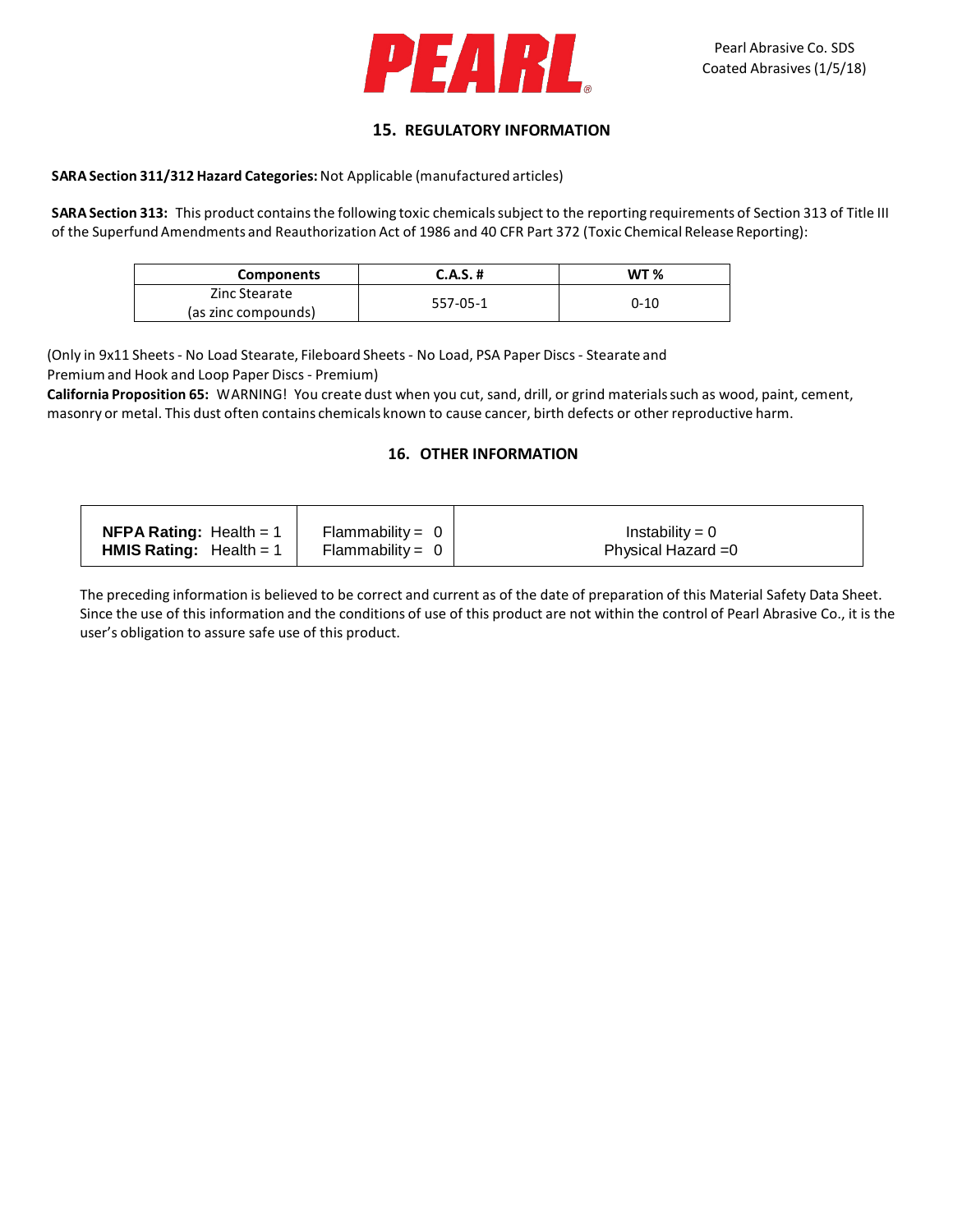## 15. REGULATORY INFORMATION

**SARA Section 311/312 Hazard Categories:** Not Applicable (manufactured articles)

**SARA Section 313:** This product contains the following toxic chemicals subject to the reporting requirements of Section 313 of Title III of the Superfund Amendments and Reauthorization Act of 1986 and 40 CFR Part 372 (Toxic Chemical Release Reporting):

| Components | C.A.S. # | WT % |
|---|---|---|
| Zinc Stearate (as zinc compounds) | 557-05-1 | 0-10 |

(Only in 9x11 Sheets - No Load Stearate, Fileboard Sheets - No Load, PSA Paper Discs - Stearate and Premium and Hook and Loop Paper Discs - Premium)

**California Proposition 65:** WARNING! You create dust when you cut, sand, drill, or grind materials such as wood, paint, cement, masonry or metal. This dust often contains chemicals known to cause cancer, birth defects or other reproductive harm.

## 16. OTHER INFORMATION

| | | |
|---|---|---|
| **NFPA Rating:** Health = 1 | Flammability = 0 | Instability = 0 |
| **HMIS Rating:** Health = 1 | Flammability = 0 | Physical Hazard =0 |

The preceding information is believed to be correct and current as of the date of preparation of this Material Safety Data Sheet. Since the use of this information and the conditions of use of this product are not within the control of Pearl Abrasive Co., it is the user's obligation to assure safe use of this product.